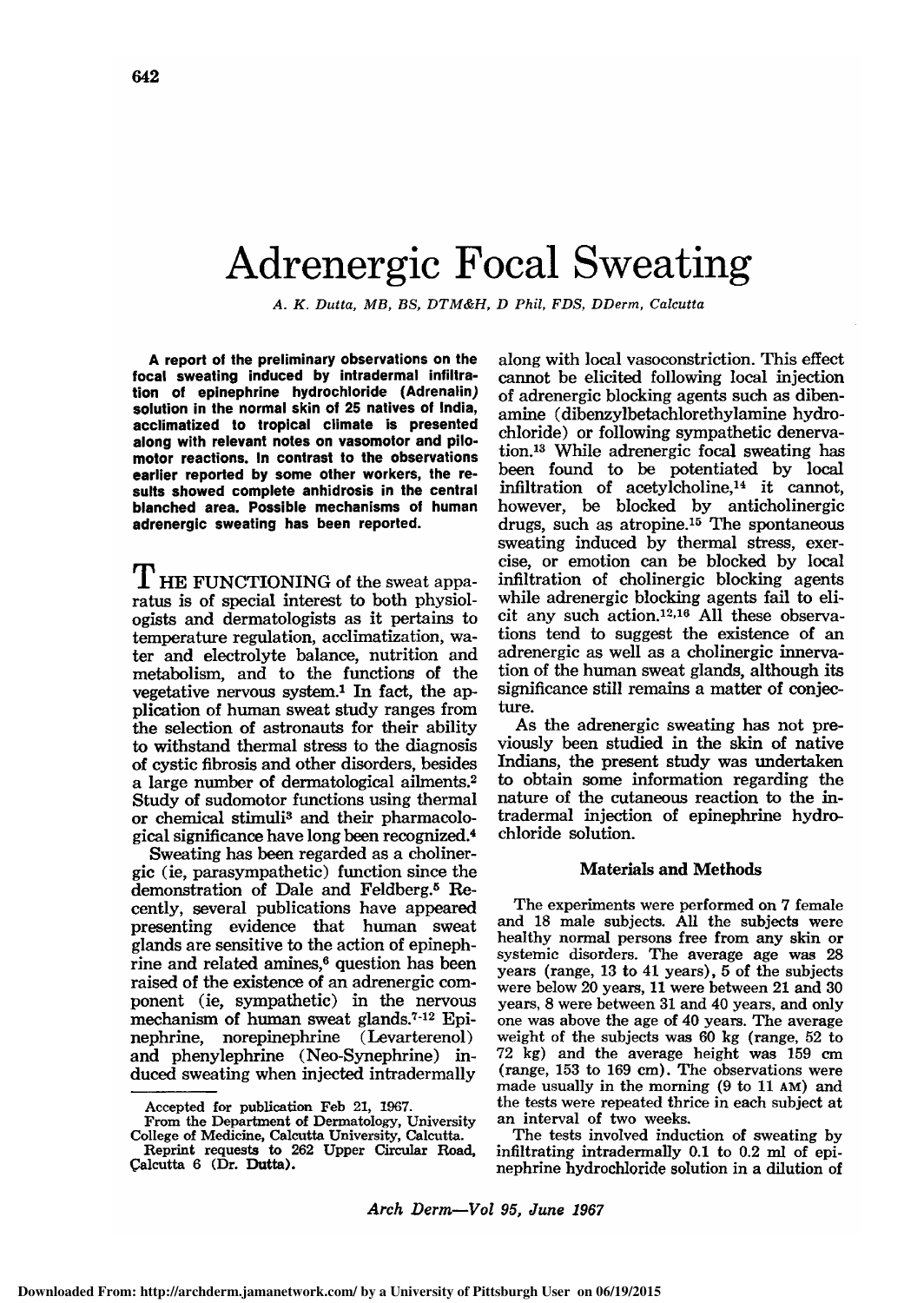# Adrenergic Focal Sweating

*A. K. Dutta, MB, BS, DTM&H, D Phil, FDS, DDerm, Calcutta*

**A report of the preliminary observations on the focal sweating induced by intradermal infiltration of epinephrine hydrochloride (Adrenalin) solution in the normal skin of 25 natives of India, acclimatized to tropical climate is presented along with relevant notes on vasomotor and pilomotor reactions. In contrast to the observations earlier reported by some other workers, the results showed complete anhidrosis in the central blanched area. Possible mechanisms of human adrenergic sweating has been reported.**

THE FUNCTIONING of the sweat apparatus is of special interest to both physiologists and dermatologists as it pertains to temperature regulation, acclimatization, water and electrolyte balance, nutrition and metabolism, and to the functions of the vegetative nervous system.[1] In fact, the application of human sweat study ranges from the selection of astronauts for their ability to withstand thermal stress to the diagnosis of cystic fibrosis and other disorders, besides a large number of dermatological ailments.[2] Study of sudomotor functions using thermal or chemical stimuli[3] and their pharmacological significance have long been recognized.[4]

Sweating has been regarded as a cholinergic (ie, parasympathetic) function since the demonstration of Dale and Feldberg.[5] Recently, several publications have appeared presenting evidence that human sweat glands are sensitive to the action of epinephrine and related amines,[6] question has been raised of the existence of an adrenergic component (ie, sympathetic) in the nervous mechanism of human sweat glands.[7-12] Epinephrine, norepinephrine (Levarterenol) and phenylephrine (Neo-Synephrine) induced sweating when injected intradermally along with local vasoconstriction. This effect cannot be elicited following local injection of adrenergic blocking agents such as dibenamine (dibenzylbetachlorethylamine hydrochloride) or following sympathetic denervation.[13] While adrenergic focal sweating has been found to be potentiated by local infiltration of acetylcholine,[14] it cannot, however, be blocked by anticholinergic drugs, such as atropine.[15] The spontaneous sweating induced by thermal stress, exercise, or emotion can be blocked by local infiltration of cholinergic blocking agents while adrenergic blocking agents fail to elicit any such action.[12,16] All these observations tend to suggest the existence of an adrenergic as well as a cholinergic innervation of the human sweat glands, although its significance still remains a matter of conjecture.

As the adrenergic sweating has not previously been studied in the skin of native Indians, the present study was undertaken to obtain some information regarding the nature of the cutaneous reaction to the intradermal injection of epinephrine hydrochloride solution.

## Materials and Methods

The experiments were performed on 7 female and 18 male subjects. All the subjects were healthy normal persons free from any skin or systemic disorders. The average age was 28 years (range, 13 to 41 years), 5 of the subjects were below 20 years, 11 were between 21 and 30 years, 8 were between 31 and 40 years, and only one was above the age of 40 years. The average weight of the subjects was 60 kg (range, 52 to 72 kg) and the average height was 159 cm (range, 153 to 169 cm). The observations were made usually in the morning (9 to 11 AM) and the tests were repeated thrice in each subject at an interval of two weeks.

The tests involved induction of sweating by infiltrating intradermally 0.1 to 0.2 ml of epinephrine hydrochloride solution in a dilution of

---

Accepted for publication Feb 21, 1967.

From the Department of Dermatology, University College of Medicine, Calcutta University, Calcutta.

Reprint requests to 262 Upper Circular Road, Calcutta 6 (Dr. Dutta).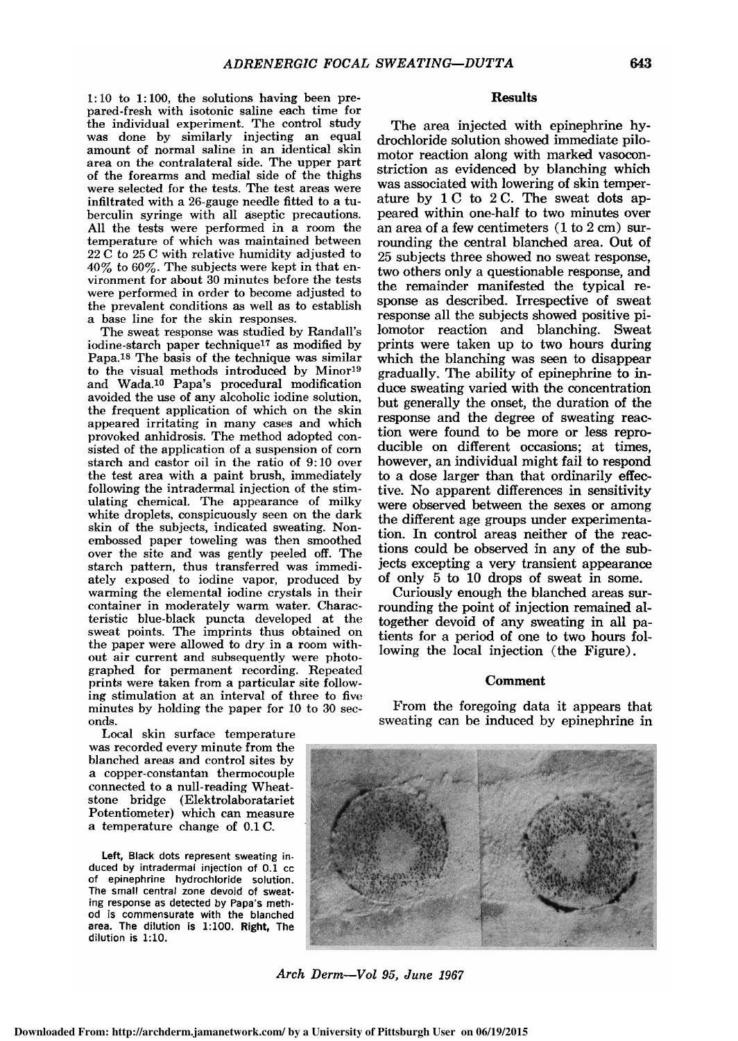1:10 to 1:100, the solutions having been prepared-fresh with isotonic saline each time for the individual experiment. The control study was done by similarly injecting an equal amount of normal saline in an identical skin area on the contralateral side. The upper part of the forearms and medial side of the thighs were selected for the tests. The test areas were infiltrated with a 26-gauge needle fitted to a tuberculin syringe with all aseptic precautions. All the tests were performed in a room the temperature of which was maintained between 22 C to 25 C with relative humidity adjusted to 40% to 60%. The subjects were kept in that environment for about 30 minutes before the tests were performed in order to become adjusted to the prevalent conditions as well as to establish a base line for the skin responses.

The sweat response was studied by Randall's iodine-starch paper technique[17] as modified by Papa.[18] The basis of the technique was similar to the visual methods introduced by Minor[19] and Wada.[10] Papa's procedural modification avoided the use of any alcoholic iodine solution, the frequent application of which on the skin appeared irritating in many cases and which provoked anhidrosis. The method adopted consisted of the application of a suspension of corn starch and castor oil in the ratio of 9:10 over the test area with a paint brush, immediately following the intradermal injection of the stimulating chemical. The appearance of milky white droplets, conspicuously seen on the dark skin of the subjects, indicated sweating. Nonembossed paper toweling was then smoothed over the site and was gently peeled off. The starch pattern, thus transferred was immediately exposed to iodine vapor, produced by warming the elemental iodine crystals in their container in moderately warm water. Characteristic blue-black puncta developed at the sweat points. The imprints thus obtained on the paper were allowed to dry in a room without air current and subsequently were photographed for permanent recording. Repeated prints were taken from a particular site following stimulation at an interval of three to five minutes by holding the paper for 10 to 30 seconds.

Local skin surface temperature was recorded every minute from the blanched areas and control sites by a copper-constantan thermocouple connected to a null-reading Wheatstone bridge (Elektrolaboratariet Potentiometer) which can measure a temperature change of 0.1 C.

## Results

The area injected with epinephrine hydrochloride solution showed immediate pilomotor reaction along with marked vasoconstriction as evidenced by blanching which was associated with lowering of skin temperature by 1 C to 2 C. The sweat dots appeared within one-half to two minutes over an area of a few centimeters (1 to 2 cm) surrounding the central blanched area. Out of 25 subjects three showed no sweat response, two others only a questionable response, and the remainder manifested the typical response as described. Irrespective of sweat response all the subjects showed positive pilomotor reaction and blanching. Sweat prints were taken up to two hours during which the blanching was seen to disappear gradually. The ability of epinephrine to induce sweating varied with the concentration but generally the onset, the duration of the response and the degree of sweating reaction were found to be more or less reproducible on different occasions; at times, however, an individual might fail to respond to a dose larger than that ordinarily effective. No apparent differences in sensitivity were observed between the sexes or among the different age groups under experimentation. In control areas neither of the reactions could be observed in any of the subjects excepting a very transient appearance of only 5 to 10 drops of sweat in some.

Curiously enough the blanched areas surrounding the point of injection remained altogether devoid of any sweating in all patients for a period of one to two hours following the local injection (the Figure).

## Comment

From the foregoing data it appears that sweating can be induced by epinephrine in

**Left,** Black dots represent sweating induced by intradermal injection of 0.1 cc of epinephrine hydrochloride solution. The small central zone devoid of sweating response as detected by Papa's method is commensurate with the blanched area. The dilution is 1:100. **Right,** The dilution is 1:10.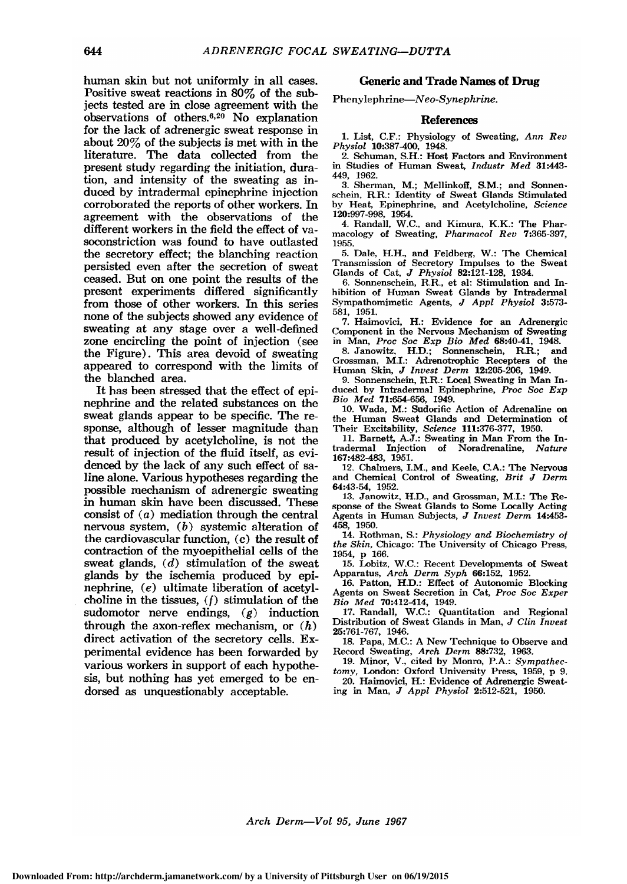human skin but not uniformly in all cases. Positive sweat reactions in 80% of the subjects tested are in close agreement with the observations of others.[6,20] No explanation for the lack of adrenergic sweat response in about 20% of the subjects is met with in the literature. The data collected from the present study regarding the initiation, duration, and intensity of the sweating as induced by intradermal epinephrine injection corroborated the reports of other workers. In agreement with the observations of the different workers in the field the effect of vasoconstriction was found to have outlasted the secretory effect; the blanching reaction persisted even after the secretion of sweat ceased. But on one point the results of the present experiments differed significantly from those of other workers. In this series none of the subjects showed any evidence of sweating at any stage over a well-defined zone encircling the point of injection (see the Figure). This area devoid of sweating appeared to correspond with the limits of the blanched area.

It has been stressed that the effect of epinephrine and the related substances on the sweat glands appear to be specific. The response, although of lesser magnitude than that produced by acetylcholine, is not the result of injection of the fluid itself, as evidenced by the lack of any such effect of saline alone. Various hypotheses regarding the possible mechanism of adrenergic sweating in human skin have been discussed. These consist of (*a*) mediation through the central nervous system, (*b*) systemic alteration of the cardiovascular function, (*c*) the result of contraction of the myoepithelial cells of the sweat glands, (*d*) stimulation of the sweat glands by the ischemia produced by epinephrine, (*e*) ultimate liberation of acetylcholine in the tissues, (*f*) stimulation of the sudomotor nerve endings, (*g*) induction through the axon-reflex mechanism, or (*h*) direct activation of the secretory cells. Experimental evidence has been forwarded by various workers in support of each hypothesis, but nothing has yet emerged to be endorsed as unquestionably acceptable.

## Generic and Trade Names of Drug

Phenylephrine—*Neo-Synephrine.*

## References

1. List, C.F.: Physiology of Sweating, *Ann Rev Physiol* **10**:387-400, 1948.
2. Schuman, S.H.: Host Factors and Environment in Studies of Human Sweat, *Industr Med* **31**:443-449, 1962.
3. Sherman, M.; Mellinkoff, S.M.; and Sonnenschein, R.R.: Identity of Sweat Glands Stimulated by Heat, Epinephrine, and Acetylcholine, *Science* **120**:997-998, 1954.
4. Randall, W.C., and Kimura, K.K.: The Pharmacology of Sweating, *Pharmacol Rev* **7**:365-397, 1955.
5. Dale, H.H., and Feldberg, W.: The Chemical Transmission of Secretory Impulses to the Sweat Glands of Cat, *J Physiol* **82**:121-128, 1934.
6. Sonnenschein, R.R., et al: Stimulation and Inhibition of Human Sweat Glands by Intradermal Sympathomimetic Agents, *J Appl Physiol* **3**:573-581, 1951.
7. Haimovici, H.: Evidence for an Adrenergic Component in the Nervous Mechanism of Sweating in Man, *Proc Soc Exp Bio Med* **68**:40-41, 1948.
8. Janowitz, H.D.; Sonnenschein, R.R.; and Grossman, M.I.: Adrenotrophic Recepters of the Human Skin, *J Invest Derm* **12**:205-206, 1949.
9. Sonnenschein, R.R.: Local Sweating in Man Induced by Intradermal Epinephrine, *Proc Soc Exp Bio Med* **71**:654-656, 1949.
10. Wada, M.: Sudorific Action of Adrenaline on the Human Sweat Glands and Determination of Their Excitability, *Science* **111**:376-377, 1950.
11. Barnett, A.J.: Sweating in Man From the Intradermal Injection of Noradrenaline, *Nature* **167**:482-483, 1951.
12. Chalmers, I.M., and Keele, C.A.: The Nervous and Chemical Control of Sweating, *Brit J Derm* **64**:43-54, 1952.
13. Janowitz, H.D., and Grossman, M.I.: The Response of the Sweat Glands to Some Locally Acting Agents in Human Subjects, *J Invest Derm* **14**:453-458, 1950.
14. Rothman, S.: *Physiology and Biochemistry of the Skin*, Chicago: The University of Chicago Press, 1954, p 166.
15. Lobitz, W.C.: Recent Developments of Sweat Apparatus, *Arch Derm Syph* **66**:152, 1952.
16. Patton, H.D.: Effect of Autonomic Blocking Agents on Sweat Secretion in Cat, *Proc Soc Exper Bio Med* **70**:412-414, 1949.
17. Randall, W.C.: Quantitation and Regional Distribution of Sweat Glands in Man, *J Clin Invest* **25**:761-767, 1946.
18. Papa, M.C.: A New Technique to Observe and Record Sweating, *Arch Derm* **88**:732, 1963.
19. Minor, V., cited by Monro, P.A.: *Sympathectomy*, London: Oxford University Press, 1959, p 9.
20. Haimovici, H.: Evidence of Adrenergic Sweating in Man, *J Appl Physiol* **2**:512-521, 1950.